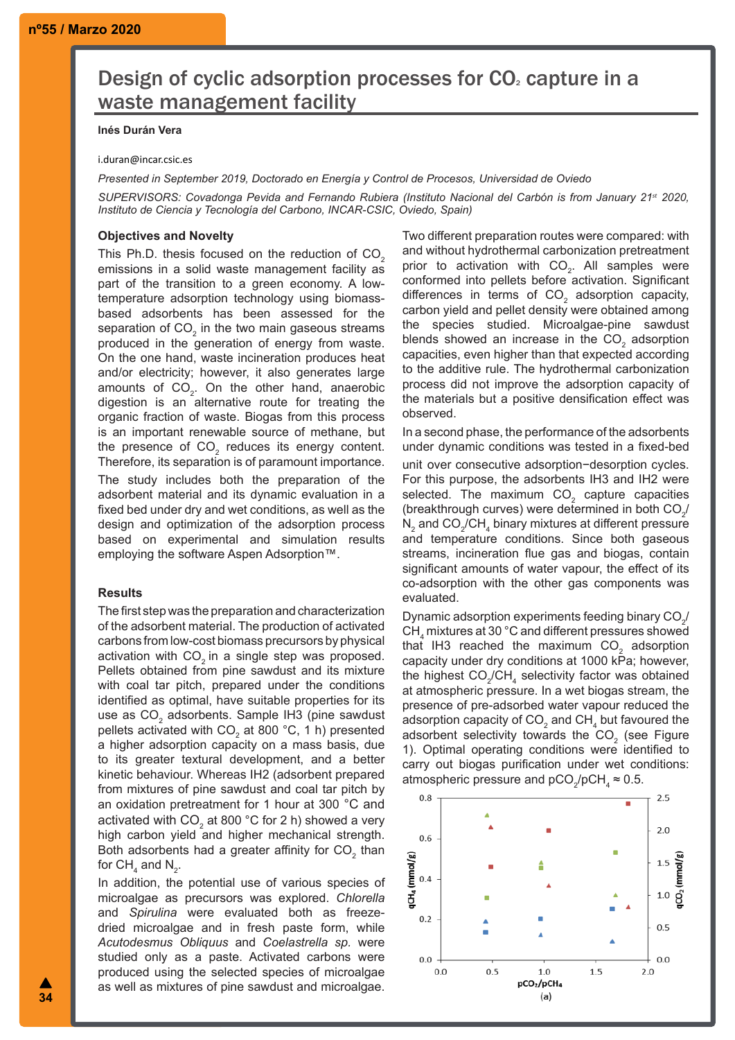# Design of cyclic adsorption processes for $CO_2$ capture in a waste management facility

**Inés Durán Vera**

i.duran@incar.csic.es

*Presented in September 2019, Doctorado en Energía y Control de Procesos, Universidad de Oviedo*

*SUPERVISORS: Covadonga Pevida and Fernando Rubiera (Instituto Nacional del Carbón is from January 21st 2020, Instituto de Ciencia y Tecnología del Carbono, INCAR-CSIC, Oviedo, Spain)*

## Objectives and Novelty

This Ph.D. thesis focused on the reduction of $CO_2$ emissions in a solid waste management facility as part of the transition to a green economy. A low-temperature adsorption technology using biomass-based adsorbents has been assessed for the separation of $CO_2$ in the two main gaseous streams produced in the generation of energy from waste. On the one hand, waste incineration produces heat and/or electricity; however, it also generates large amounts of $CO_2$. On the other hand, anaerobic digestion is an alternative route for treating the organic fraction of waste. Biogas from this process is an important renewable source of methane, but the presence of $CO_2$ reduces its energy content. Therefore, its separation is of paramount importance.

The study includes both the preparation of the adsorbent material and its dynamic evaluation in a fixed bed under dry and wet conditions, as well as the design and optimization of the adsorption process based on experimental and simulation results employing the software Aspen Adsorption™.

## Results

The first step was the preparation and characterization of the adsorbent material. The production of activated carbons from low-cost biomass precursors by physical activation with $CO_2$ in a single step was proposed. Pellets obtained from pine sawdust and its mixture with coal tar pitch, prepared under the conditions identified as optimal, have suitable properties for its use as $CO_2$ adsorbents. Sample IH3 (pine sawdust pellets activated with $CO_2$ at 800 °C, 1 h) presented a higher adsorption capacity on a mass basis, due to its greater textural development, and a better kinetic behaviour. Whereas IH2 (adsorbent prepared from mixtures of pine sawdust and coal tar pitch by an oxidation pretreatment for 1 hour at 300 °C and activated with $CO_2$ at 800 °C for 2 h) showed a very high carbon yield and higher mechanical strength. Both adsorbents had a greater affinity for $CO_2$ than for $CH_4$ and $N_2$.

In addition, the potential use of various species of microalgae as precursors was explored. *Chlorella* and *Spirulina* were evaluated both as freeze-dried microalgae and in fresh paste form, while *Acutodesmus Obliquus* and *Coelastrella sp.* were studied only as a paste. Activated carbons were produced using the selected species of microalgae as well as mixtures of pine sawdust and microalgae.

Two different preparation routes were compared: with and without hydrothermal carbonization pretreatment prior to activation with $CO_2$. All samples were conformed into pellets before activation. Significant differences in terms of $CO_2$ adsorption capacity, carbon yield and pellet density were obtained among the species studied. Microalgae-pine sawdust blends showed an increase in the $CO_2$ adsorption capacities, even higher than that expected according to the additive rule. The hydrothermal carbonization process did not improve the adsorption capacity of the materials but a positive densification effect was observed.

In a second phase, the performance of the adsorbents under dynamic conditions was tested in a fixed-bed unit over consecutive adsorption−desorption cycles. For this purpose, the adsorbents IH3 and IH2 were selected. The maximum $CO_2$ capture capacities (breakthrough curves) were determined in both $CO_2/N_2$ and $CO_2/CH_4$ binary mixtures at different pressure and temperature conditions. Since both gaseous streams, incineration flue gas and biogas, contain significant amounts of water vapour, the effect of its co-adsorption with the other gas components was evaluated.

Dynamic adsorption experiments feeding binary $CO_2/CH_4$ mixtures at 30 °C and different pressures showed that IH3 reached the maximum $CO_2$ adsorption capacity under dry conditions at 1000 kPa; however, the highest $CO_2/CH_4$ selectivity factor was obtained at atmospheric pressure. In a wet biogas stream, the presence of pre-adsorbed water vapour reduced the adsorption capacity of $CO_2$ and $CH_4$ but favoured the adsorbent selectivity towards the $CO_2$ (see Figure 1). Optimal operating conditions were identified to carry out biogas purification under wet conditions: atmospheric pressure and $pCO_2/pCH_4 \approx 0.5$.

(a)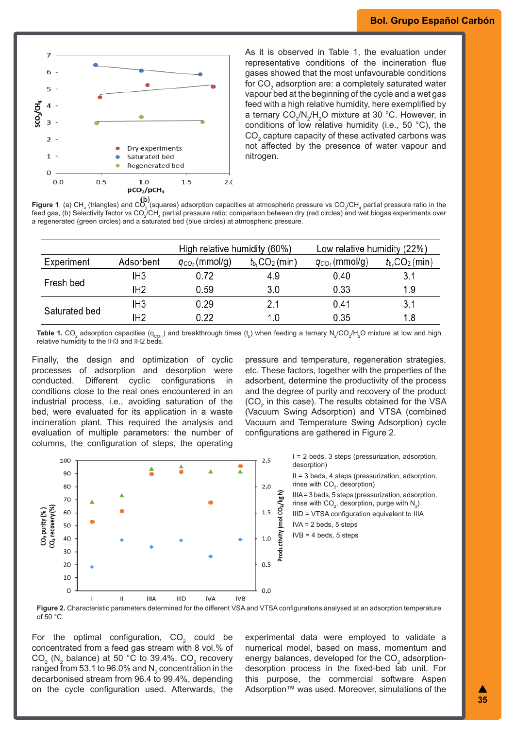Figure 1. (a) $CH_4$ (triangles) and $CO_2$ (squares) adsorption capacities at atmospheric pressure vs $CO_2/CH_4$ partial pressure ratio in the feed gas, (b) Selectivity factor vs $CO_2/CH_4$ partial pressure ratio: comparison between dry (red circles) and wet biogas experiments over a regenerated (green circles) and a saturated bed (blue circles) at atmospheric pressure.

As it is observed in Table 1, the evaluation under representative conditions of the incineration flue gases showed that the most unfavourable conditions for $CO_2$ adsorption are: a completely saturated water vapour bed at the beginning of the cycle and a wet gas feed with a high relative humidity, here exemplified by a ternary $CO_2/N_2/H_2O$ mixture at 30 °C. However, in conditions of low relative humidity (i.e., 50 °C), the $CO_2$ capture capacity of these activated carbons was not affected by the presence of water vapour and nitrogen.

| | | High relative humidity (60%) | | Low relative humidity (22%) | |
|---|---|---|---|---|---|
| Experiment | Adsorbent | $q_{CO_2}$ (mmol/g) | $t_b$,$CO_2$ (min) | $q_{CO_2}$ (mmol/g) | $t_b$,$CO_2$ (min) |
| Fresh bed | IH3 | 0.72 | 4.9 | 0.40 | 3.1 |
| | IH2 | 0.59 | 3.0 | 0.33 | 1.9 |
| Saturated bed | IH3 | 0.29 | 2.1 | 0.41 | 3.1 |
| | IH2 | 0.22 | 1.0 | 0.35 | 1.8 |

Table 1. $CO_2$ adsorption capacities ($q_{CO_2}$) and breakthrough times ($t_b$) when feeding a ternary $N_2/CO_2/H_2O$ mixture at low and high relative humidity to the IH3 and IH2 beds.

Finally, the design and optimization of cyclic processes of adsorption and desorption were conducted. Different cyclic configurations in conditions close to the real ones encountered in an industrial process, i.e., avoiding saturation of the bed, were evaluated for its application in a waste incineration plant. This required the analysis and evaluation of multiple parameters: the number of columns, the configuration of steps, the operating pressure and temperature, regeneration strategies, etc. These factors, together with the properties of the adsorbent, determine the productivity of the process and the degree of purity and recovery of the product ($CO_2$ in this case). The results obtained for the VSA (Vacuum Swing Adsorption) and VTSA (combined Vacuum and Temperature Swing Adsorption) cycle configurations are gathered in Figure 2.

I = 2 beds, 3 steps (pressurization, adsorption, desorption)
II = 3 beds, 4 steps (pressurization, adsorption, rinse with $CO_2$, desorption)
IIIA = 3 beds, 5 steps (pressurization, adsorption, rinse with $CO_2$, desorption, purge with $N_2$)
IIID = VTSA configuration equivalent to IIIA
IVA = 2 beds, 5 steps
IVB = 4 beds, 5 steps

Figure 2. Characteristic parameters determined for the different VSA and VTSA configurations analysed at an adsorption temperature of 50 °C.

For the optimal configuration, $CO_2$ could be concentrated from a feed gas stream with 8 vol.% of $CO_2$ ($N_2$ balance) at 50 °C to 39.4%. $CO_2$ recovery ranged from 53.1 to 96.0% and $N_2$ concentration in the decarbonised stream from 96.4 to 99.4%, depending on the cycle configuration used. Afterwards, the experimental data were employed to validate a numerical model, based on mass, momentum and energy balances, developed for the $CO_2$ adsorption-desorption process in the fixed-bed lab unit. For this purpose, the commercial software Aspen Adsorption™ was used. Moreover, simulations of the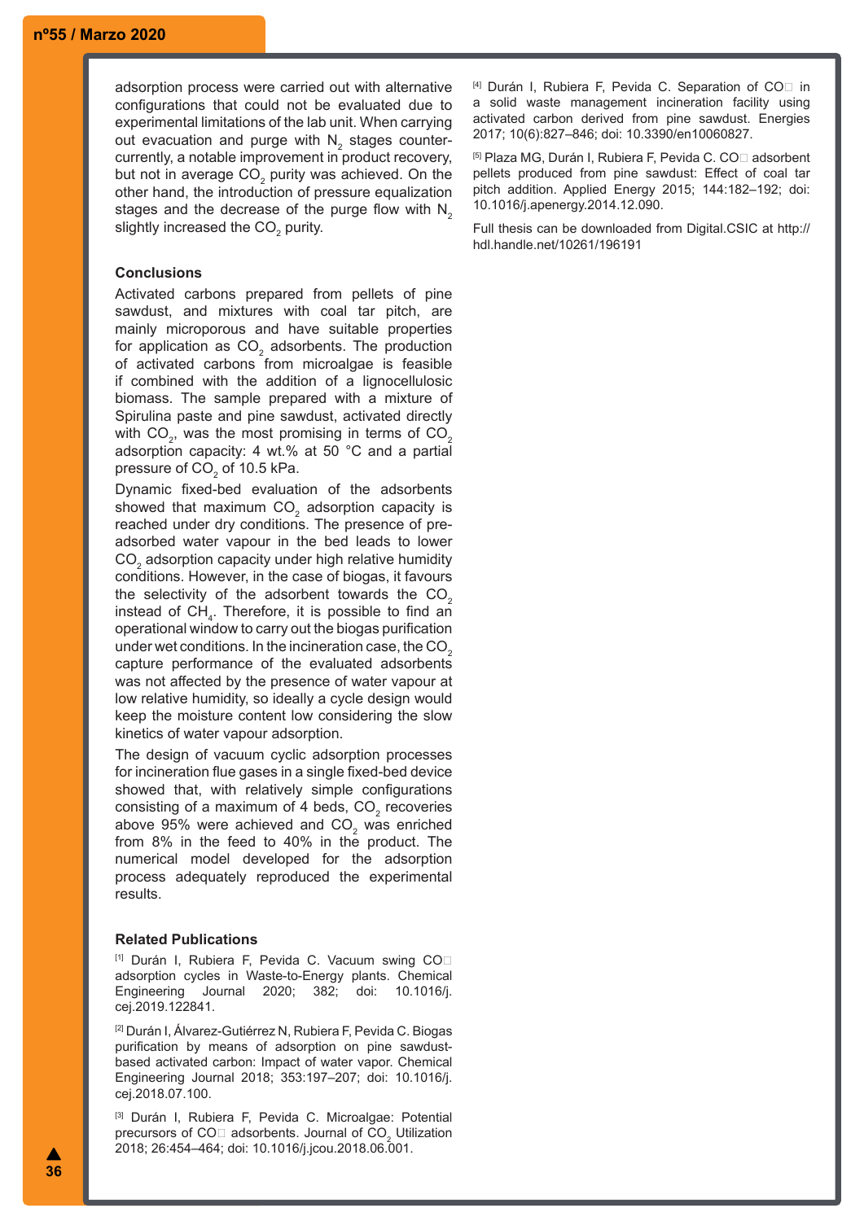adsorption process were carried out with alternative configurations that could not be evaluated due to experimental limitations of the lab unit. When carrying out evacuation and purge with $N_2$ stages counter-currently, a notable improvement in product recovery, but not in average $CO_2$ purity was achieved. On the other hand, the introduction of pressure equalization stages and the decrease of the purge flow with $N_2$ slightly increased the $CO_2$ purity.

### Conclusions

Activated carbons prepared from pellets of pine sawdust, and mixtures with coal tar pitch, are mainly microporous and have suitable properties for application as $CO_2$ adsorbents. The production of activated carbons from microalgae is feasible if combined with the addition of a lignocellulosic biomass. The sample prepared with a mixture of Spirulina paste and pine sawdust, activated directly with $CO_2$, was the most promising in terms of $CO_2$ adsorption capacity: 4 wt.% at 50 °C and a partial pressure of $CO_2$ of 10.5 kPa.

Dynamic fixed-bed evaluation of the adsorbents showed that maximum $CO_2$ adsorption capacity is reached under dry conditions. The presence of pre-adsorbed water vapour in the bed leads to lower $CO_2$ adsorption capacity under high relative humidity conditions. However, in the case of biogas, it favours the selectivity of the adsorbent towards the $CO_2$ instead of $CH_4$. Therefore, it is possible to find an operational window to carry out the biogas purification under wet conditions. In the incineration case, the $CO_2$ capture performance of the evaluated adsorbents was not affected by the presence of water vapour at low relative humidity, so ideally a cycle design would keep the moisture content low considering the slow kinetics of water vapour adsorption.

The design of vacuum cyclic adsorption processes for incineration flue gases in a single fixed-bed device showed that, with relatively simple configurations consisting of a maximum of 4 beds, $CO_2$ recoveries above 95% were achieved and $CO_2$ was enriched from 8% in the feed to 40% in the product. The numerical model developed for the adsorption process adequately reproduced the experimental results.

### Related Publications

[1] Durán I, Rubiera F, Pevida C. Vacuum swing $CO_2$ adsorption cycles in Waste-to-Energy plants. Chemical Engineering Journal 2020; 382; doi: 10.1016/j.cej.2019.122841.

[2] Durán I, Álvarez-Gutiérrez N, Rubiera F, Pevida C. Biogas purification by means of adsorption on pine sawdust-based activated carbon: Impact of water vapor. Chemical Engineering Journal 2018; 353:197–207; doi: 10.1016/j.cej.2018.07.100.

[3] Durán I, Rubiera F, Pevida C. Microalgae: Potential precursors of $CO_2$ adsorbents. Journal of $CO_2$ Utilization 2018; 26:454–464; doi: 10.1016/j.jcou.2018.06.001.

[4] Durán I, Rubiera F, Pevida C. Separation of $CO_2$ in a solid waste management incineration facility using activated carbon derived from pine sawdust. Energies 2017; 10(6):827–846; doi: 10.3390/en10060827.

[5] Plaza MG, Durán I, Rubiera F, Pevida C. $CO_2$ adsorbent pellets produced from pine sawdust: Effect of coal tar pitch addition. Applied Energy 2015; 144:182–192; doi: 10.1016/j.apenergy.2014.12.090.

Full thesis can be downloaded from Digital.CSIC at http://hdl.handle.net/10261/196191